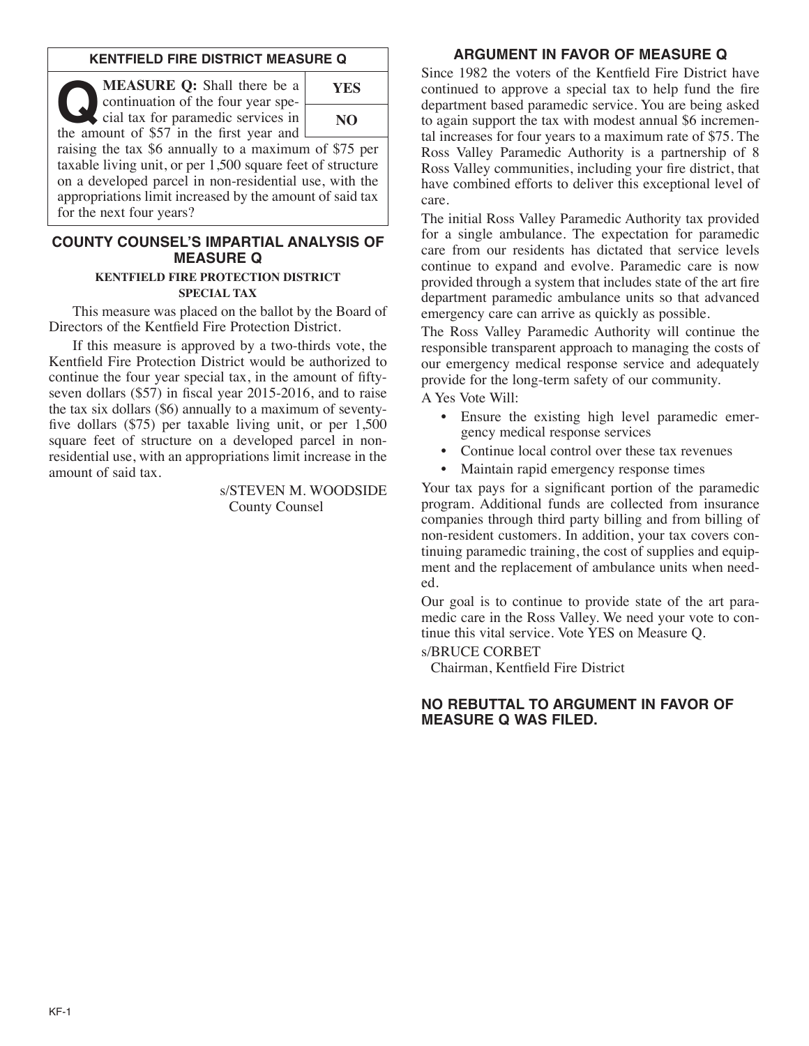## KENTFIELD FIRE DISTRICT MEASURE Q

**MEASURE Q:** Shall there be a continuation of the four year special tax for paramedic services in the amount of $57 in the first year and raising the tax $6 annually to a maximum of $75 per taxable living unit, or per 1,500 square feet of structure on a developed parcel in non-residential use, with the appropriations limit increased by the amount of said tax for the next four years?

| YES |
|---|
| NO |

## COUNTY COUNSEL'S IMPARTIAL ANALYSIS OF MEASURE Q

### KENTFIELD FIRE PROTECTION DISTRICT SPECIAL TAX

This measure was placed on the ballot by the Board of Directors of the Kentfield Fire Protection District.

If this measure is approved by a two-thirds vote, the Kentfield Fire Protection District would be authorized to continue the four year special tax, in the amount of fifty-seven dollars ($57) in fiscal year 2015-2016, and to raise the tax six dollars ($6) annually to a maximum of seventy-five dollars ($75) per taxable living unit, or per 1,500 square feet of structure on a developed parcel in non-residential use, with an appropriations limit increase in the amount of said tax.

s/STEVEN M. WOODSIDE
County Counsel

## ARGUMENT IN FAVOR OF MEASURE Q

Since 1982 the voters of the Kentfield Fire District have continued to approve a special tax to help fund the fire department based paramedic service. You are being asked to again support the tax with modest annual $6 incremental increases for four years to a maximum rate of $75. The Ross Valley Paramedic Authority is a partnership of 8 Ross Valley communities, including your fire district, that have combined efforts to deliver this exceptional level of care.

The initial Ross Valley Paramedic Authority tax provided for a single ambulance. The expectation for paramedic care from our residents has dictated that service levels continue to expand and evolve. Paramedic care is now provided through a system that includes state of the art fire department paramedic ambulance units so that advanced emergency care can arrive as quickly as possible.

The Ross Valley Paramedic Authority will continue the responsible transparent approach to managing the costs of our emergency medical response service and adequately provide for the long-term safety of our community.

A Yes Vote Will:

- Ensure the existing high level paramedic emergency medical response services
- Continue local control over these tax revenues
- Maintain rapid emergency response times

Your tax pays for a significant portion of the paramedic program. Additional funds are collected from insurance companies through third party billing and from billing of non-resident customers. In addition, your tax covers continuing paramedic training, the cost of supplies and equipment and the replacement of ambulance units when needed.

Our goal is to continue to provide state of the art paramedic care in the Ross Valley. We need your vote to continue this vital service. Vote YES on Measure Q.

s/BRUCE CORBET
Chairman, Kentfield Fire District

## NO REBUTTAL TO ARGUMENT IN FAVOR OF MEASURE Q WAS FILED.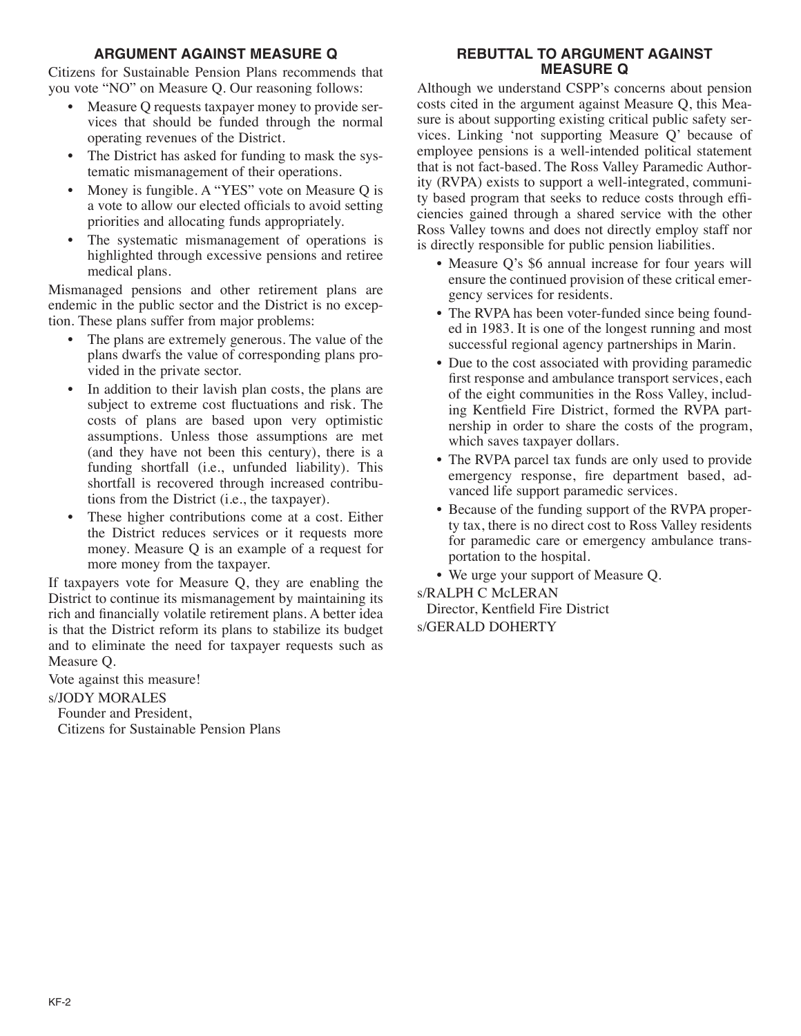## ARGUMENT AGAINST MEASURE Q

Citizens for Sustainable Pension Plans recommends that you vote "NO" on Measure Q. Our reasoning follows:

- Measure Q requests taxpayer money to provide services that should be funded through the normal operating revenues of the District.
- The District has asked for funding to mask the systematic mismanagement of their operations.
- Money is fungible. A "YES" vote on Measure Q is a vote to allow our elected officials to avoid setting priorities and allocating funds appropriately.
- The systematic mismanagement of operations is highlighted through excessive pensions and retiree medical plans.

Mismanaged pensions and other retirement plans are endemic in the public sector and the District is no exception. These plans suffer from major problems:

- The plans are extremely generous. The value of the plans dwarfs the value of corresponding plans provided in the private sector.
- In addition to their lavish plan costs, the plans are subject to extreme cost fluctuations and risk. The costs of plans are based upon very optimistic assumptions. Unless those assumptions are met (and they have not been this century), there is a funding shortfall (i.e., unfunded liability). This shortfall is recovered through increased contributions from the District (i.e., the taxpayer).
- These higher contributions come at a cost. Either the District reduces services or it requests more money. Measure Q is an example of a request for more money from the taxpayer.

If taxpayers vote for Measure Q, they are enabling the District to continue its mismanagement by maintaining its rich and financially volatile retirement plans. A better idea is that the District reform its plans to stabilize its budget and to eliminate the need for taxpayer requests such as Measure Q.

Vote against this measure!

s/JODY MORALES
Founder and President,
Citizens for Sustainable Pension Plans

## REBUTTAL TO ARGUMENT AGAINST MEASURE Q

Although we understand CSPP's concerns about pension costs cited in the argument against Measure Q, this Measure is about supporting existing critical public safety services. Linking 'not supporting Measure Q' because of employee pensions is a well-intended political statement that is not fact-based. The Ross Valley Paramedic Authority (RVPA) exists to support a well-integrated, community based program that seeks to reduce costs through efficiencies gained through a shared service with the other Ross Valley towns and does not directly employ staff nor is directly responsible for public pension liabilities.

- Measure Q's $6 annual increase for four years will ensure the continued provision of these critical emergency services for residents.
- The RVPA has been voter-funded since being founded in 1983. It is one of the longest running and most successful regional agency partnerships in Marin.
- Due to the cost associated with providing paramedic first response and ambulance transport services, each of the eight communities in the Ross Valley, including Kentfield Fire District, formed the RVPA partnership in order to share the costs of the program, which saves taxpayer dollars.
- The RVPA parcel tax funds are only used to provide emergency response, fire department based, advanced life support paramedic services.
- Because of the funding support of the RVPA property tax, there is no direct cost to Ross Valley residents for paramedic care or emergency ambulance transportation to the hospital.
- We urge your support of Measure Q.

s/RALPH C McLERAN
Director, Kentfield Fire District
s/GERALD DOHERTY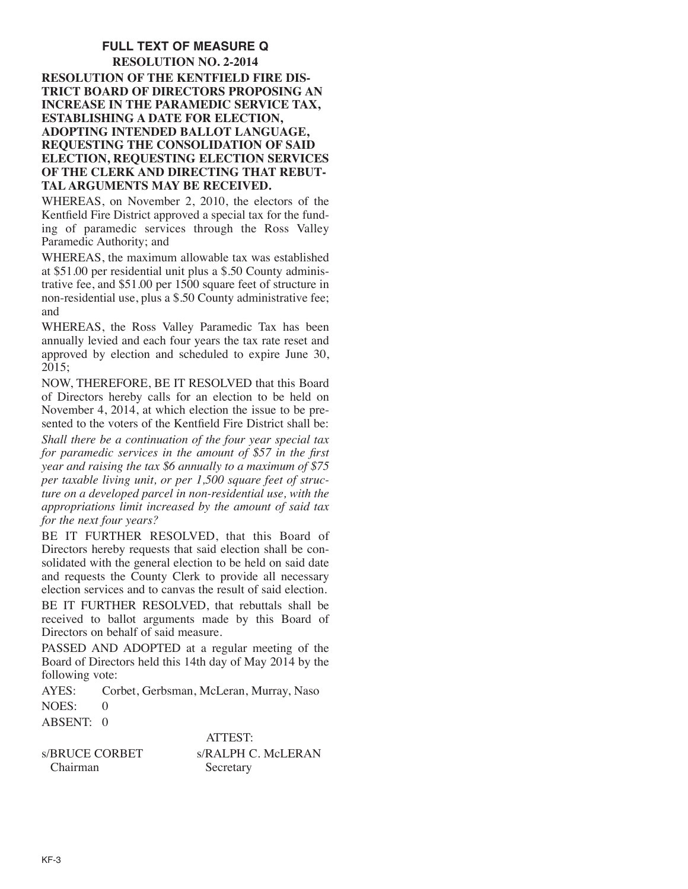## FULL TEXT OF MEASURE Q

**RESOLUTION NO. 2-2014**

**RESOLUTION OF THE KENTFIELD FIRE DISTRICT BOARD OF DIRECTORS PROPOSING AN INCREASE IN THE PARAMEDIC SERVICE TAX, ESTABLISHING A DATE FOR ELECTION, ADOPTING INTENDED BALLOT LANGUAGE, REQUESTING THE CONSOLIDATION OF SAID ELECTION, REQUESTING ELECTION SERVICES OF THE CLERK AND DIRECTING THAT REBUTTAL ARGUMENTS MAY BE RECEIVED.**

WHEREAS, on November 2, 2010, the electors of the Kentfield Fire District approved a special tax for the funding of paramedic services through the Ross Valley Paramedic Authority; and

WHEREAS, the maximum allowable tax was established at $51.00 per residential unit plus a $.50 County administrative fee, and $51.00 per 1500 square feet of structure in non-residential use, plus a $.50 County administrative fee; and

WHEREAS, the Ross Valley Paramedic Tax has been annually levied and each four years the tax rate reset and approved by election and scheduled to expire June 30, 2015;

NOW, THEREFORE, BE IT RESOLVED that this Board of Directors hereby calls for an election to be held on November 4, 2014, at which election the issue to be presented to the voters of the Kentfield Fire District shall be:

*Shall there be a continuation of the four year special tax for paramedic services in the amount of $57 in the first year and raising the tax $6 annually to a maximum of $75 per taxable living unit, or per 1,500 square feet of structure on a developed parcel in non-residential use, with the appropriations limit increased by the amount of said tax for the next four years?*

BE IT FURTHER RESOLVED, that this Board of Directors hereby requests that said election shall be consolidated with the general election to be held on said date and requests the County Clerk to provide all necessary election services and to canvas the result of said election.

BE IT FURTHER RESOLVED, that rebuttals shall be received to ballot arguments made by this Board of Directors on behalf of said measure.

PASSED AND ADOPTED at a regular meeting of the Board of Directors held this 14th day of May 2014 by the following vote:

AYES: Corbet, Gerbsman, McLeran, Murray, Naso

NOES: 0

ABSENT: 0

ATTEST:

s/BRUCE CORBET
Chairman

s/RALPH C. McLERAN
Secretary